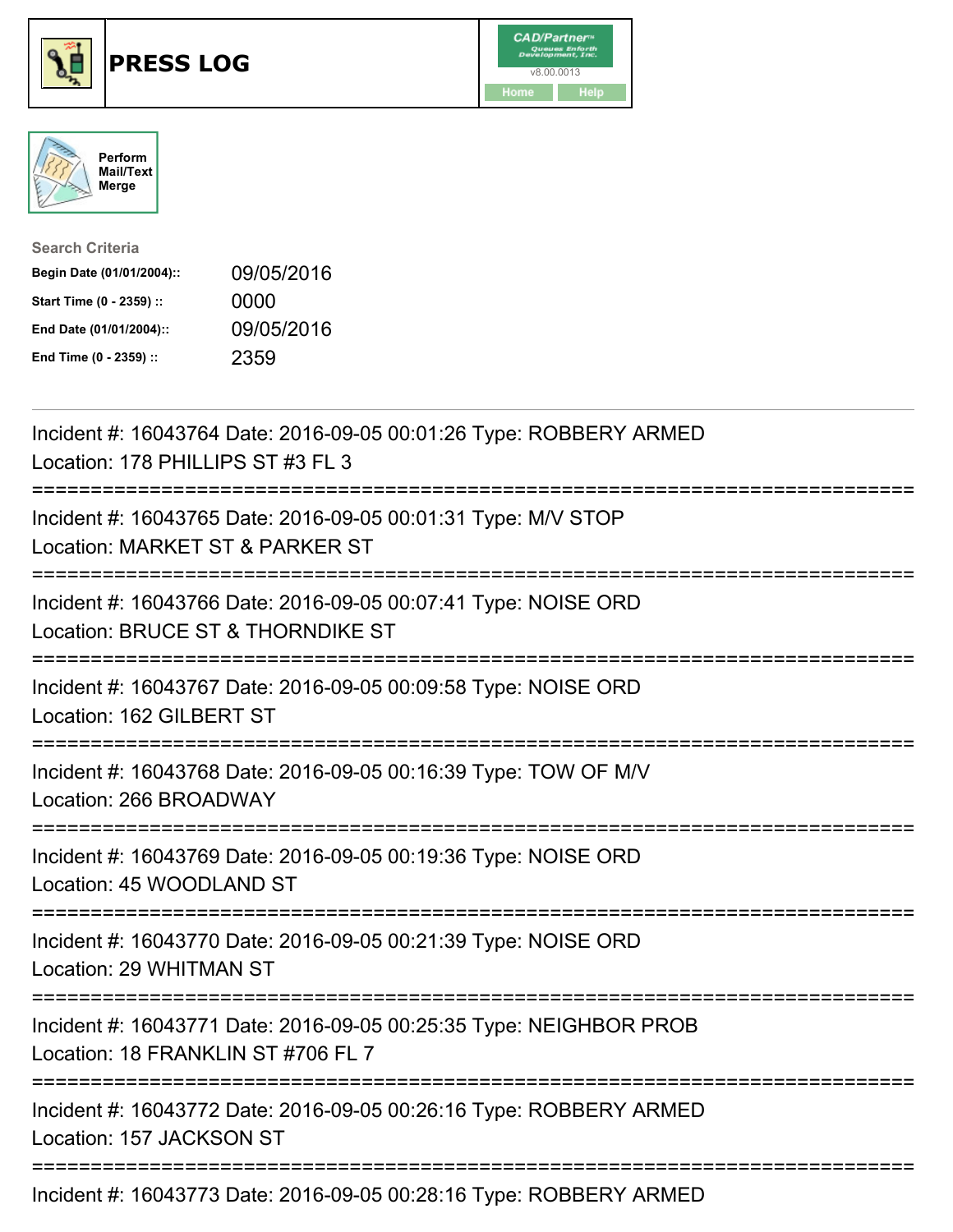# PRESS LOG

CAD/Partner
v8.00.0013
Home Help

Perform Mail/Text Merge

**Search Criteria**

| | |
|---|---|
| **Begin Date (01/01/2004)::** | 09/05/2016 |
| **Start Time (0 - 2359) ::** | 0000 |
| **End Date (01/01/2004)::** | 09/05/2016 |
| **End Time (0 - 2359) ::** | 2359 |

---

Incident #: 16043764 Date: 2016-09-05 00:01:26 Type: ROBBERY ARMED
Location: 178 PHILLIPS ST #3 FL 3

===========================================================================

Incident #: 16043765 Date: 2016-09-05 00:01:31 Type: M/V STOP
Location: MARKET ST & PARKER ST

===========================================================================

Incident #: 16043766 Date: 2016-09-05 00:07:41 Type: NOISE ORD
Location: BRUCE ST & THORNDIKE ST

===========================================================================

Incident #: 16043767 Date: 2016-09-05 00:09:58 Type: NOISE ORD
Location: 162 GILBERT ST

===========================================================================

Incident #: 16043768 Date: 2016-09-05 00:16:39 Type: TOW OF M/V
Location: 266 BROADWAY

===========================================================================

Incident #: 16043769 Date: 2016-09-05 00:19:36 Type: NOISE ORD
Location: 45 WOODLAND ST

===========================================================================

Incident #: 16043770 Date: 2016-09-05 00:21:39 Type: NOISE ORD
Location: 29 WHITMAN ST

===========================================================================

Incident #: 16043771 Date: 2016-09-05 00:25:35 Type: NEIGHBOR PROB
Location: 18 FRANKLIN ST #706 FL 7

===========================================================================

Incident #: 16043772 Date: 2016-09-05 00:26:16 Type: ROBBERY ARMED
Location: 157 JACKSON ST

===========================================================================

Incident #: 16043773 Date: 2016-09-05 00:28:16 Type: ROBBERY ARMED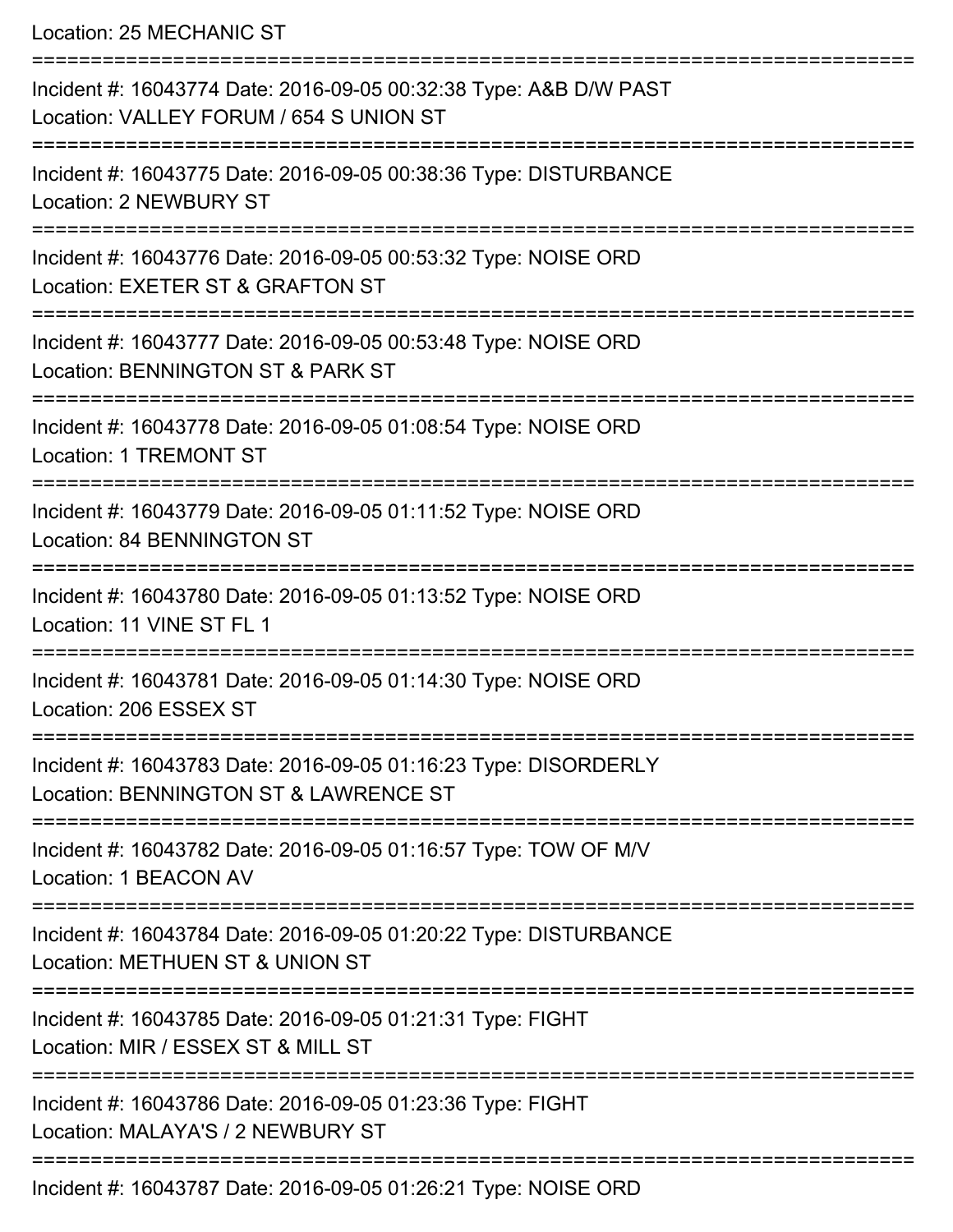Location: 25 MECHANIC ST

===========================================================================

Incident #: 16043774 Date: 2016-09-05 00:32:38 Type: A&B D/W PAST
Location: VALLEY FORUM / 654 S UNION ST

===========================================================================

Incident #: 16043775 Date: 2016-09-05 00:38:36 Type: DISTURBANCE
Location: 2 NEWBURY ST

===========================================================================

Incident #: 16043776 Date: 2016-09-05 00:53:32 Type: NOISE ORD
Location: EXETER ST & GRAFTON ST

===========================================================================

Incident #: 16043777 Date: 2016-09-05 00:53:48 Type: NOISE ORD
Location: BENNINGTON ST & PARK ST

===========================================================================

Incident #: 16043778 Date: 2016-09-05 01:08:54 Type: NOISE ORD
Location: 1 TREMONT ST

===========================================================================

Incident #: 16043779 Date: 2016-09-05 01:11:52 Type: NOISE ORD
Location: 84 BENNINGTON ST

===========================================================================

Incident #: 16043780 Date: 2016-09-05 01:13:52 Type: NOISE ORD
Location: 11 VINE ST FL 1

===========================================================================

Incident #: 16043781 Date: 2016-09-05 01:14:30 Type: NOISE ORD
Location: 206 ESSEX ST

===========================================================================

Incident #: 16043783 Date: 2016-09-05 01:16:23 Type: DISORDERLY
Location: BENNINGTON ST & LAWRENCE ST

===========================================================================

Incident #: 16043782 Date: 2016-09-05 01:16:57 Type: TOW OF M/V
Location: 1 BEACON AV

===========================================================================

Incident #: 16043784 Date: 2016-09-05 01:20:22 Type: DISTURBANCE
Location: METHUEN ST & UNION ST

===========================================================================

Incident #: 16043785 Date: 2016-09-05 01:21:31 Type: FIGHT
Location: MIR / ESSEX ST & MILL ST

===========================================================================

Incident #: 16043786 Date: 2016-09-05 01:23:36 Type: FIGHT
Location: MALAYA'S / 2 NEWBURY ST

===========================================================================

Incident #: 16043787 Date: 2016-09-05 01:26:21 Type: NOISE ORD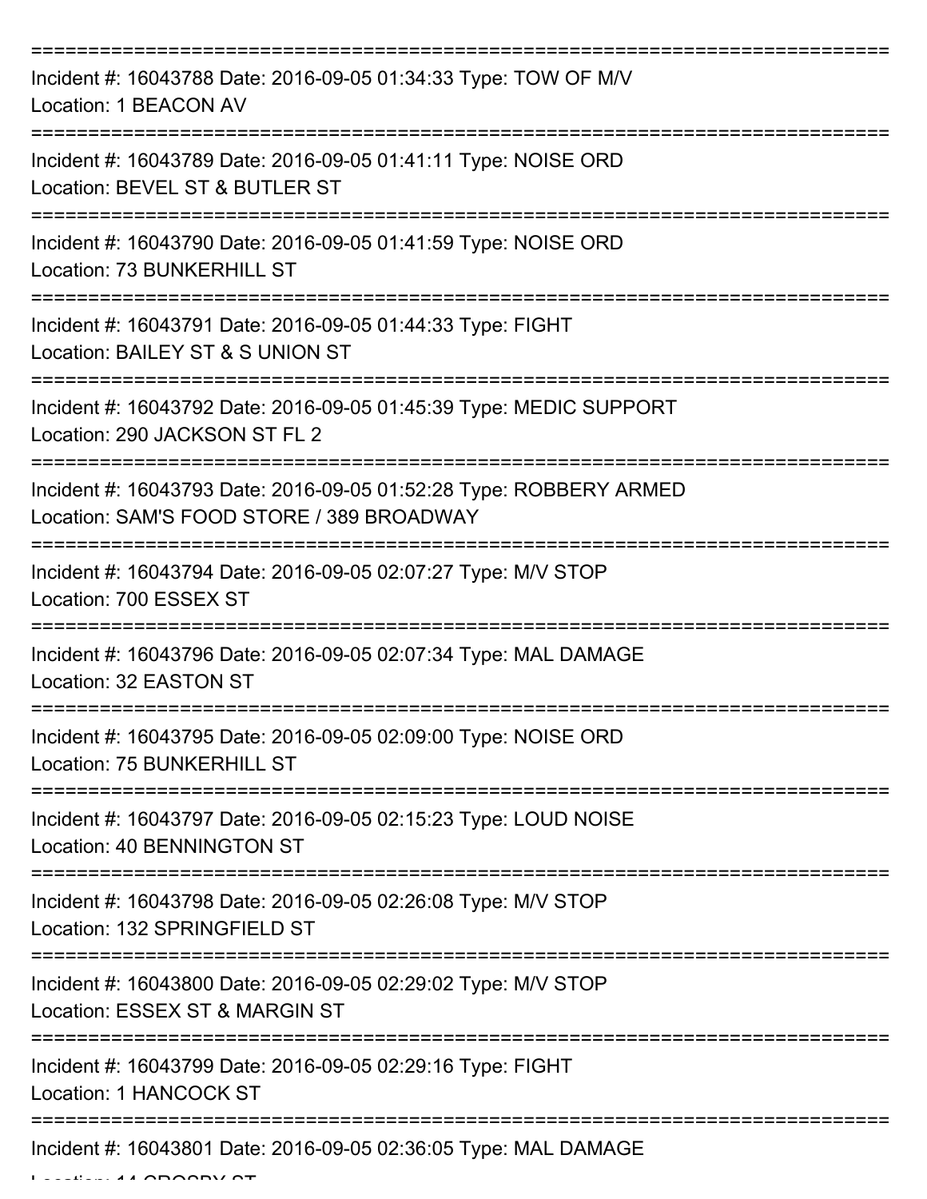===========================================================================

Incident #: 16043788 Date: 2016-09-05 01:34:33 Type: TOW OF M/V
Location: 1 BEACON AV

===========================================================================

Incident #: 16043789 Date: 2016-09-05 01:41:11 Type: NOISE ORD
Location: BEVEL ST & BUTLER ST

===========================================================================

Incident #: 16043790 Date: 2016-09-05 01:41:59 Type: NOISE ORD
Location: 73 BUNKERHILL ST

===========================================================================

Incident #: 16043791 Date: 2016-09-05 01:44:33 Type: FIGHT
Location: BAILEY ST & S UNION ST

===========================================================================

Incident #: 16043792 Date: 2016-09-05 01:45:39 Type: MEDIC SUPPORT
Location: 290 JACKSON ST FL 2

===========================================================================

Incident #: 16043793 Date: 2016-09-05 01:52:28 Type: ROBBERY ARMED
Location: SAM'S FOOD STORE / 389 BROADWAY

===========================================================================

Incident #: 16043794 Date: 2016-09-05 02:07:27 Type: M/V STOP
Location: 700 ESSEX ST

===========================================================================

Incident #: 16043796 Date: 2016-09-05 02:07:34 Type: MAL DAMAGE
Location: 32 EASTON ST

===========================================================================

Incident #: 16043795 Date: 2016-09-05 02:09:00 Type: NOISE ORD
Location: 75 BUNKERHILL ST

===========================================================================

Incident #: 16043797 Date: 2016-09-05 02:15:23 Type: LOUD NOISE
Location: 40 BENNINGTON ST

===========================================================================

Incident #: 16043798 Date: 2016-09-05 02:26:08 Type: M/V STOP
Location: 132 SPRINGFIELD ST

===========================================================================

Incident #: 16043800 Date: 2016-09-05 02:29:02 Type: M/V STOP
Location: ESSEX ST & MARGIN ST

===========================================================================

Incident #: 16043799 Date: 2016-09-05 02:29:16 Type: FIGHT
Location: 1 HANCOCK ST

===========================================================================

Incident #: 16043801 Date: 2016-09-05 02:36:05 Type: MAL DAMAGE
Location: 14 CROSBY ST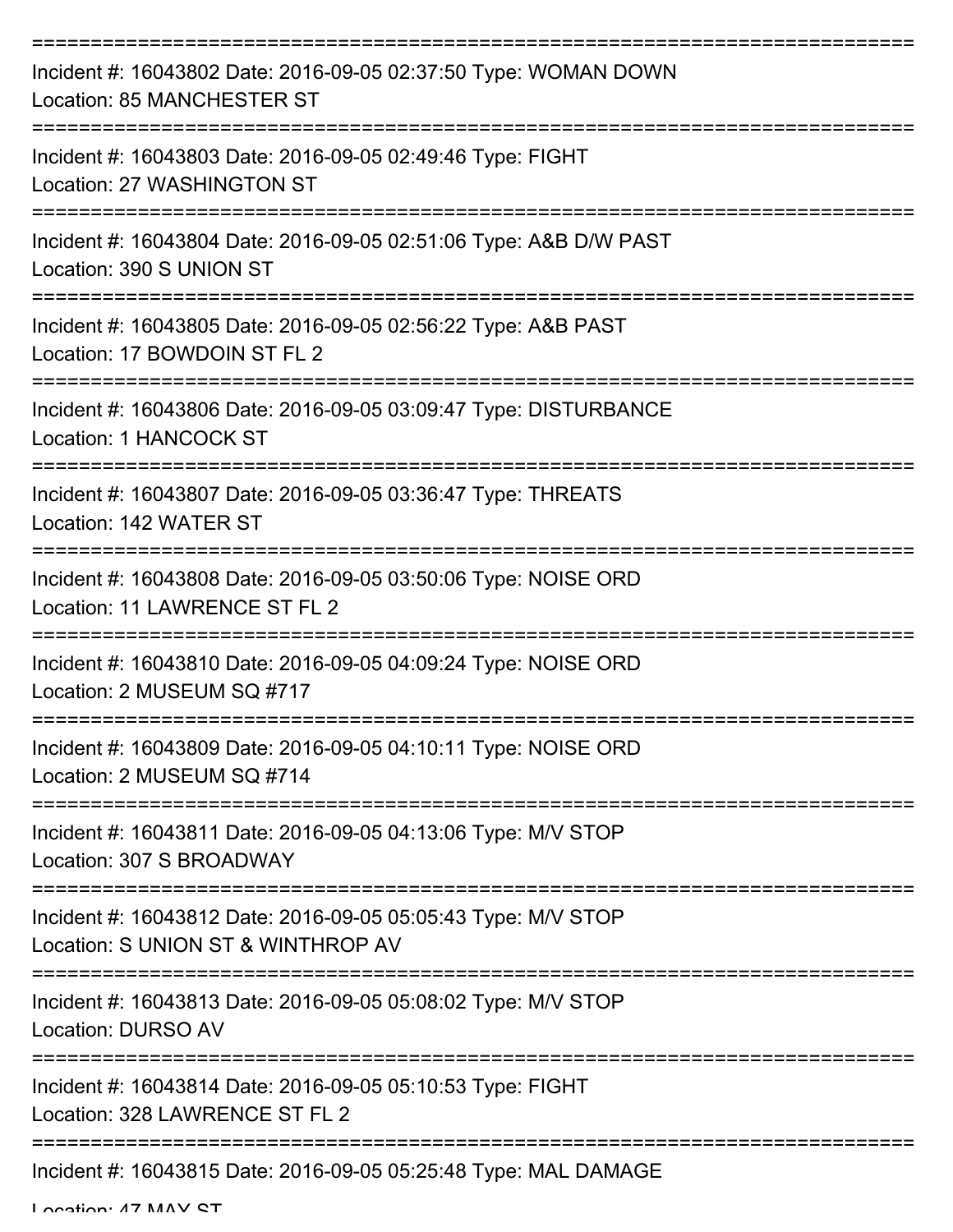===========================================================================
Incident #: 16043802 Date: 2016-09-05 02:37:50 Type: WOMAN DOWN
Location: 85 MANCHESTER ST
===========================================================================
Incident #: 16043803 Date: 2016-09-05 02:49:46 Type: FIGHT
Location: 27 WASHINGTON ST
===========================================================================
Incident #: 16043804 Date: 2016-09-05 02:51:06 Type: A&B D/W PAST
Location: 390 S UNION ST
===========================================================================
Incident #: 16043805 Date: 2016-09-05 02:56:22 Type: A&B PAST
Location: 17 BOWDOIN ST FL 2
===========================================================================
Incident #: 16043806 Date: 2016-09-05 03:09:47 Type: DISTURBANCE
Location: 1 HANCOCK ST
===========================================================================
Incident #: 16043807 Date: 2016-09-05 03:36:47 Type: THREATS
Location: 142 WATER ST
===========================================================================
Incident #: 16043808 Date: 2016-09-05 03:50:06 Type: NOISE ORD
Location: 11 LAWRENCE ST FL 2
===========================================================================
Incident #: 16043810 Date: 2016-09-05 04:09:24 Type: NOISE ORD
Location: 2 MUSEUM SQ #717
===========================================================================
Incident #: 16043809 Date: 2016-09-05 04:10:11 Type: NOISE ORD
Location: 2 MUSEUM SQ #714
===========================================================================
Incident #: 16043811 Date: 2016-09-05 04:13:06 Type: M/V STOP
Location: 307 S BROADWAY
===========================================================================
Incident #: 16043812 Date: 2016-09-05 05:05:43 Type: M/V STOP
Location: S UNION ST & WINTHROP AV
===========================================================================
Incident #: 16043813 Date: 2016-09-05 05:08:02 Type: M/V STOP
Location: DURSO AV
===========================================================================
Incident #: 16043814 Date: 2016-09-05 05:10:53 Type: FIGHT
Location: 328 LAWRENCE ST FL 2
===========================================================================
Incident #: 16043815 Date: 2016-09-05 05:25:48 Type: MAL DAMAGE
Location: 47 MAY ST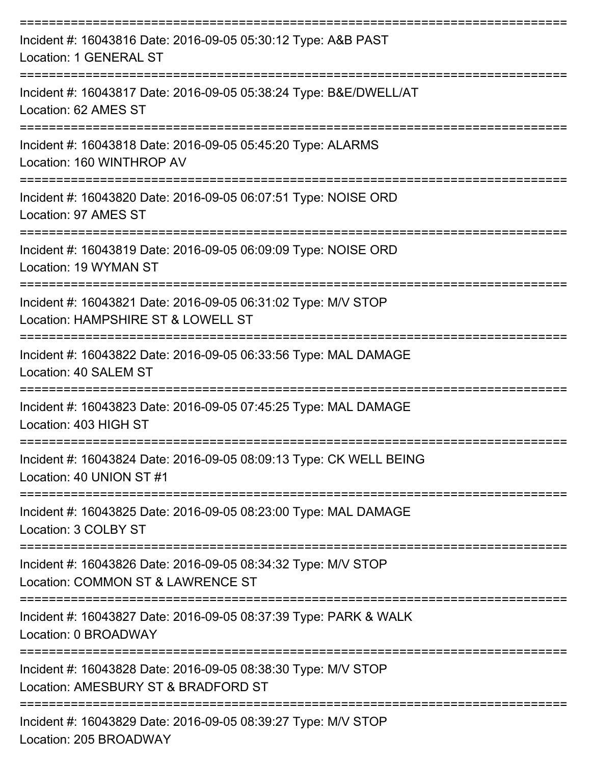===========================================================================
Incident #: 16043816 Date: 2016-09-05 05:30:12 Type: A&B PAST
Location: 1 GENERAL ST
===========================================================================
Incident #: 16043817 Date: 2016-09-05 05:38:24 Type: B&E/DWELL/AT
Location: 62 AMES ST
===========================================================================
Incident #: 16043818 Date: 2016-09-05 05:45:20 Type: ALARMS
Location: 160 WINTHROP AV
===========================================================================
Incident #: 16043820 Date: 2016-09-05 06:07:51 Type: NOISE ORD
Location: 97 AMES ST
===========================================================================
Incident #: 16043819 Date: 2016-09-05 06:09:09 Type: NOISE ORD
Location: 19 WYMAN ST
===========================================================================
Incident #: 16043821 Date: 2016-09-05 06:31:02 Type: M/V STOP
Location: HAMPSHIRE ST & LOWELL ST
===========================================================================
Incident #: 16043822 Date: 2016-09-05 06:33:56 Type: MAL DAMAGE
Location: 40 SALEM ST
===========================================================================
Incident #: 16043823 Date: 2016-09-05 07:45:25 Type: MAL DAMAGE
Location: 403 HIGH ST
===========================================================================
Incident #: 16043824 Date: 2016-09-05 08:09:13 Type: CK WELL BEING
Location: 40 UNION ST #1
===========================================================================
Incident #: 16043825 Date: 2016-09-05 08:23:00 Type: MAL DAMAGE
Location: 3 COLBY ST
===========================================================================
Incident #: 16043826 Date: 2016-09-05 08:34:32 Type: M/V STOP
Location: COMMON ST & LAWRENCE ST
===========================================================================
Incident #: 16043827 Date: 2016-09-05 08:37:39 Type: PARK & WALK
Location: 0 BROADWAY
===========================================================================
Incident #: 16043828 Date: 2016-09-05 08:38:30 Type: M/V STOP
Location: AMESBURY ST & BRADFORD ST
===========================================================================
Incident #: 16043829 Date: 2016-09-05 08:39:27 Type: M/V STOP
Location: 205 BROADWAY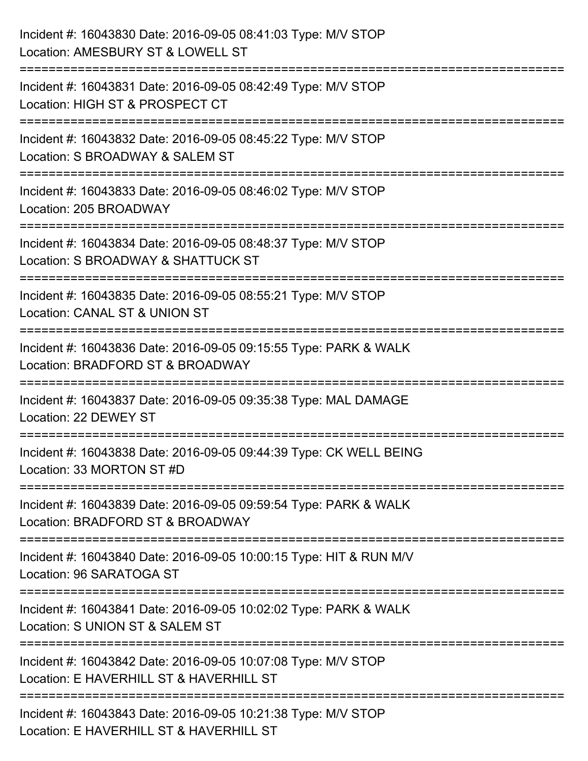Incident #: 16043830 Date: 2016-09-05 08:41:03 Type: M/V STOP
Location: AMESBURY ST & LOWELL ST

===========================================================================

Incident #: 16043831 Date: 2016-09-05 08:42:49 Type: M/V STOP
Location: HIGH ST & PROSPECT CT

===========================================================================

Incident #: 16043832 Date: 2016-09-05 08:45:22 Type: M/V STOP
Location: S BROADWAY & SALEM ST

===========================================================================

Incident #: 16043833 Date: 2016-09-05 08:46:02 Type: M/V STOP
Location: 205 BROADWAY

===========================================================================

Incident #: 16043834 Date: 2016-09-05 08:48:37 Type: M/V STOP
Location: S BROADWAY & SHATTUCK ST

===========================================================================

Incident #: 16043835 Date: 2016-09-05 08:55:21 Type: M/V STOP
Location: CANAL ST & UNION ST

===========================================================================

Incident #: 16043836 Date: 2016-09-05 09:15:55 Type: PARK & WALK
Location: BRADFORD ST & BROADWAY

===========================================================================

Incident #: 16043837 Date: 2016-09-05 09:35:38 Type: MAL DAMAGE
Location: 22 DEWEY ST

===========================================================================

Incident #: 16043838 Date: 2016-09-05 09:44:39 Type: CK WELL BEING
Location: 33 MORTON ST #D

===========================================================================

Incident #: 16043839 Date: 2016-09-05 09:59:54 Type: PARK & WALK
Location: BRADFORD ST & BROADWAY

===========================================================================

Incident #: 16043840 Date: 2016-09-05 10:00:15 Type: HIT & RUN M/V
Location: 96 SARATOGA ST

===========================================================================

Incident #: 16043841 Date: 2016-09-05 10:02:02 Type: PARK & WALK
Location: S UNION ST & SALEM ST

===========================================================================

Incident #: 16043842 Date: 2016-09-05 10:07:08 Type: M/V STOP
Location: E HAVERHILL ST & HAVERHILL ST

===========================================================================

Incident #: 16043843 Date: 2016-09-05 10:21:38 Type: M/V STOP
Location: E HAVERHILL ST & HAVERHILL ST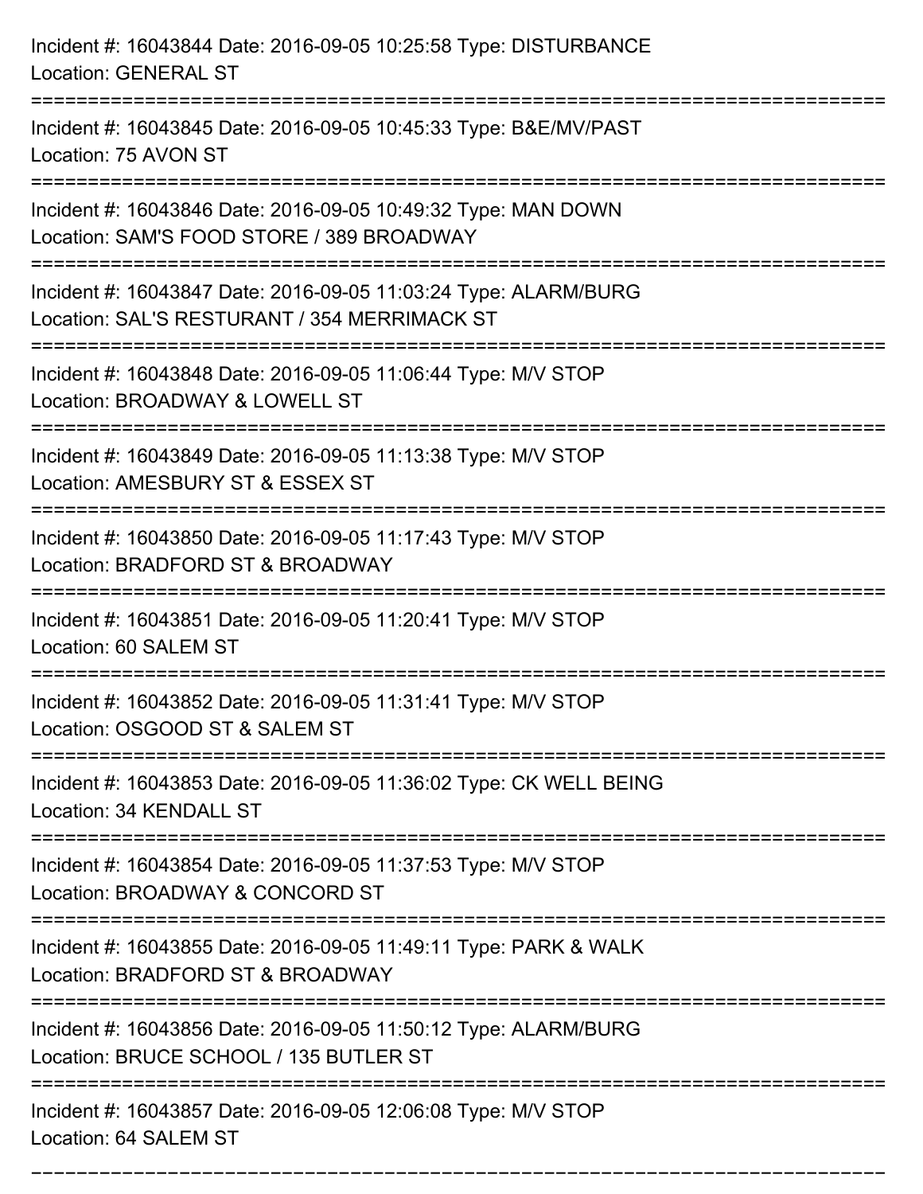Incident #: 16043844 Date: 2016-09-05 10:25:58 Type: DISTURBANCE
Location: GENERAL ST

===========================================================================

Incident #: 16043845 Date: 2016-09-05 10:45:33 Type: B&E/MV/PAST
Location: 75 AVON ST

===========================================================================

Incident #: 16043846 Date: 2016-09-05 10:49:32 Type: MAN DOWN
Location: SAM'S FOOD STORE / 389 BROADWAY

===========================================================================

Incident #: 16043847 Date: 2016-09-05 11:03:24 Type: ALARM/BURG
Location: SAL'S RESTURANT / 354 MERRIMACK ST

===========================================================================

Incident #: 16043848 Date: 2016-09-05 11:06:44 Type: M/V STOP
Location: BROADWAY & LOWELL ST

===========================================================================

Incident #: 16043849 Date: 2016-09-05 11:13:38 Type: M/V STOP
Location: AMESBURY ST & ESSEX ST

===========================================================================

Incident #: 16043850 Date: 2016-09-05 11:17:43 Type: M/V STOP
Location: BRADFORD ST & BROADWAY

===========================================================================

Incident #: 16043851 Date: 2016-09-05 11:20:41 Type: M/V STOP
Location: 60 SALEM ST

===========================================================================

Incident #: 16043852 Date: 2016-09-05 11:31:41 Type: M/V STOP
Location: OSGOOD ST & SALEM ST

===========================================================================

Incident #: 16043853 Date: 2016-09-05 11:36:02 Type: CK WELL BEING
Location: 34 KENDALL ST

===========================================================================

Incident #: 16043854 Date: 2016-09-05 11:37:53 Type: M/V STOP
Location: BROADWAY & CONCORD ST

===========================================================================

Incident #: 16043855 Date: 2016-09-05 11:49:11 Type: PARK & WALK
Location: BRADFORD ST & BROADWAY

===========================================================================

Incident #: 16043856 Date: 2016-09-05 11:50:12 Type: ALARM/BURG
Location: BRUCE SCHOOL / 135 BUTLER ST

===========================================================================

Incident #: 16043857 Date: 2016-09-05 12:06:08 Type: M/V STOP
Location: 64 SALEM ST

===========================================================================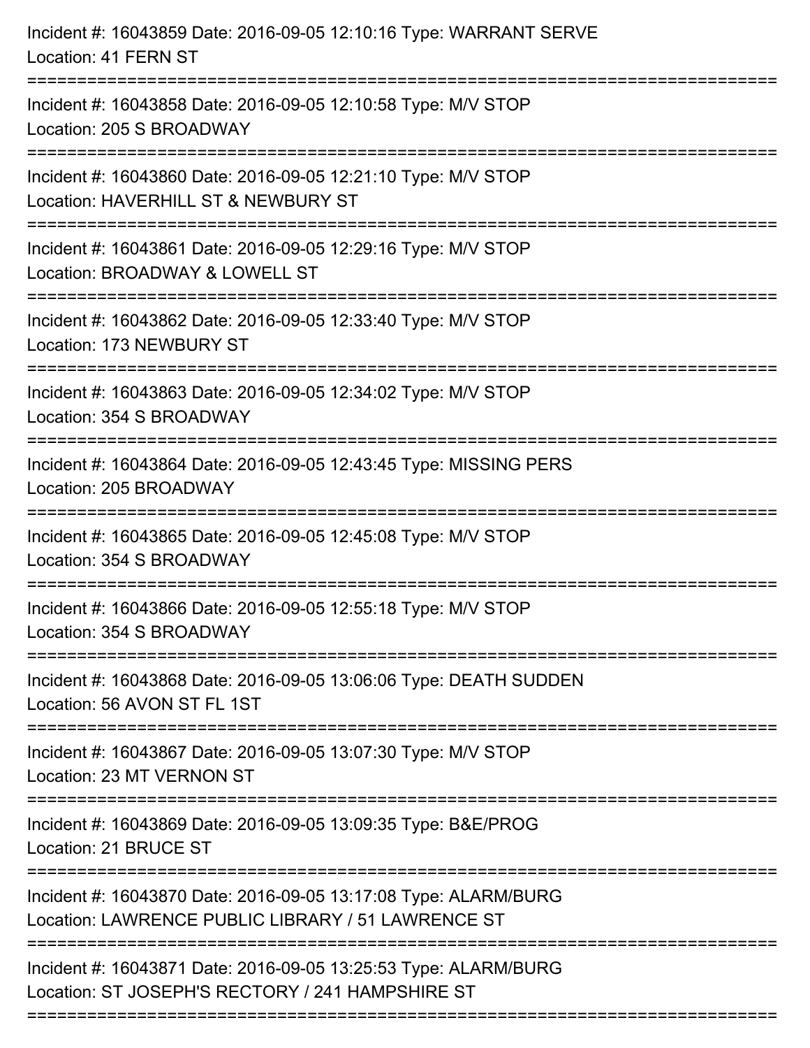Incident #: 16043859 Date: 2016-09-05 12:10:16 Type: WARRANT SERVE
Location: 41 FERN ST

===========================================================================

Incident #: 16043858 Date: 2016-09-05 12:10:58 Type: M/V STOP
Location: 205 S BROADWAY

===========================================================================

Incident #: 16043860 Date: 2016-09-05 12:21:10 Type: M/V STOP
Location: HAVERHILL ST & NEWBURY ST

===========================================================================

Incident #: 16043861 Date: 2016-09-05 12:29:16 Type: M/V STOP
Location: BROADWAY & LOWELL ST

===========================================================================

Incident #: 16043862 Date: 2016-09-05 12:33:40 Type: M/V STOP
Location: 173 NEWBURY ST

===========================================================================

Incident #: 16043863 Date: 2016-09-05 12:34:02 Type: M/V STOP
Location: 354 S BROADWAY

===========================================================================

Incident #: 16043864 Date: 2016-09-05 12:43:45 Type: MISSING PERS
Location: 205 BROADWAY

===========================================================================

Incident #: 16043865 Date: 2016-09-05 12:45:08 Type: M/V STOP
Location: 354 S BROADWAY

===========================================================================

Incident #: 16043866 Date: 2016-09-05 12:55:18 Type: M/V STOP
Location: 354 S BROADWAY

===========================================================================

Incident #: 16043868 Date: 2016-09-05 13:06:06 Type: DEATH SUDDEN
Location: 56 AVON ST FL 1ST

===========================================================================

Incident #: 16043867 Date: 2016-09-05 13:07:30 Type: M/V STOP
Location: 23 MT VERNON ST

===========================================================================

Incident #: 16043869 Date: 2016-09-05 13:09:35 Type: B&E/PROG
Location: 21 BRUCE ST

===========================================================================

Incident #: 16043870 Date: 2016-09-05 13:17:08 Type: ALARM/BURG
Location: LAWRENCE PUBLIC LIBRARY / 51 LAWRENCE ST

===========================================================================

Incident #: 16043871 Date: 2016-09-05 13:25:53 Type: ALARM/BURG
Location: ST JOSEPH'S RECTORY / 241 HAMPSHIRE ST

===========================================================================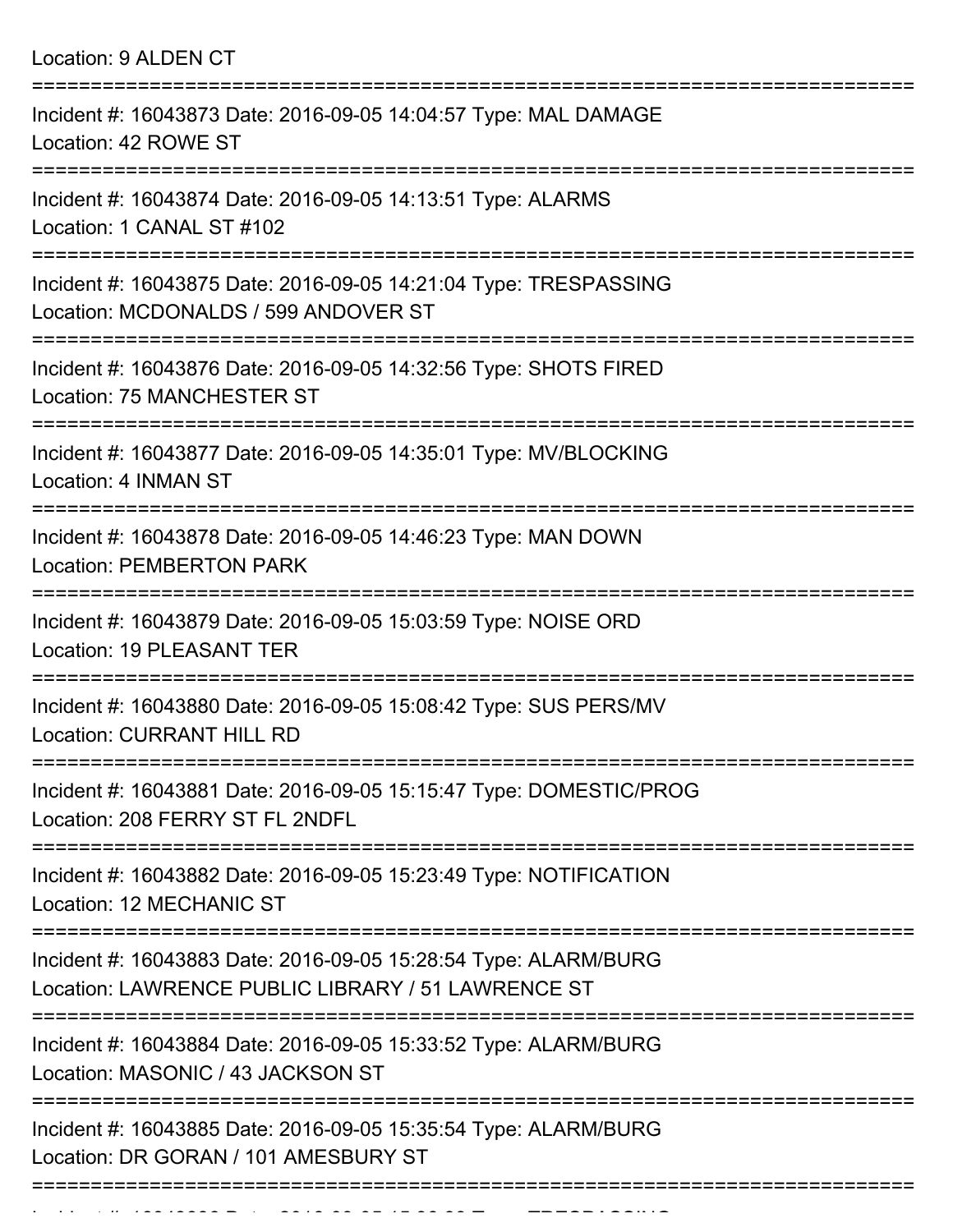Location: 9 ALDEN CT

===========================================================================

Incident #: 16043873 Date: 2016-09-05 14:04:57 Type: MAL DAMAGE
Location: 42 ROWE ST

===========================================================================

Incident #: 16043874 Date: 2016-09-05 14:13:51 Type: ALARMS
Location: 1 CANAL ST #102

===========================================================================

Incident #: 16043875 Date: 2016-09-05 14:21:04 Type: TRESPASSING
Location: MCDONALDS / 599 ANDOVER ST

===========================================================================

Incident #: 16043876 Date: 2016-09-05 14:32:56 Type: SHOTS FIRED
Location: 75 MANCHESTER ST

===========================================================================

Incident #: 16043877 Date: 2016-09-05 14:35:01 Type: MV/BLOCKING
Location: 4 INMAN ST

===========================================================================

Incident #: 16043878 Date: 2016-09-05 14:46:23 Type: MAN DOWN
Location: PEMBERTON PARK

===========================================================================

Incident #: 16043879 Date: 2016-09-05 15:03:59 Type: NOISE ORD
Location: 19 PLEASANT TER

===========================================================================

Incident #: 16043880 Date: 2016-09-05 15:08:42 Type: SUS PERS/MV
Location: CURRANT HILL RD

===========================================================================

Incident #: 16043881 Date: 2016-09-05 15:15:47 Type: DOMESTIC/PROG
Location: 208 FERRY ST FL 2NDFL

===========================================================================

Incident #: 16043882 Date: 2016-09-05 15:23:49 Type: NOTIFICATION
Location: 12 MECHANIC ST

===========================================================================

Incident #: 16043883 Date: 2016-09-05 15:28:54 Type: ALARM/BURG
Location: LAWRENCE PUBLIC LIBRARY / 51 LAWRENCE ST

===========================================================================

Incident #: 16043884 Date: 2016-09-05 15:33:52 Type: ALARM/BURG
Location: MASONIC / 43 JACKSON ST

===========================================================================

Incident #: 16043885 Date: 2016-09-05 15:35:54 Type: ALARM/BURG
Location: DR GORAN / 101 AMESBURY ST

===========================================================================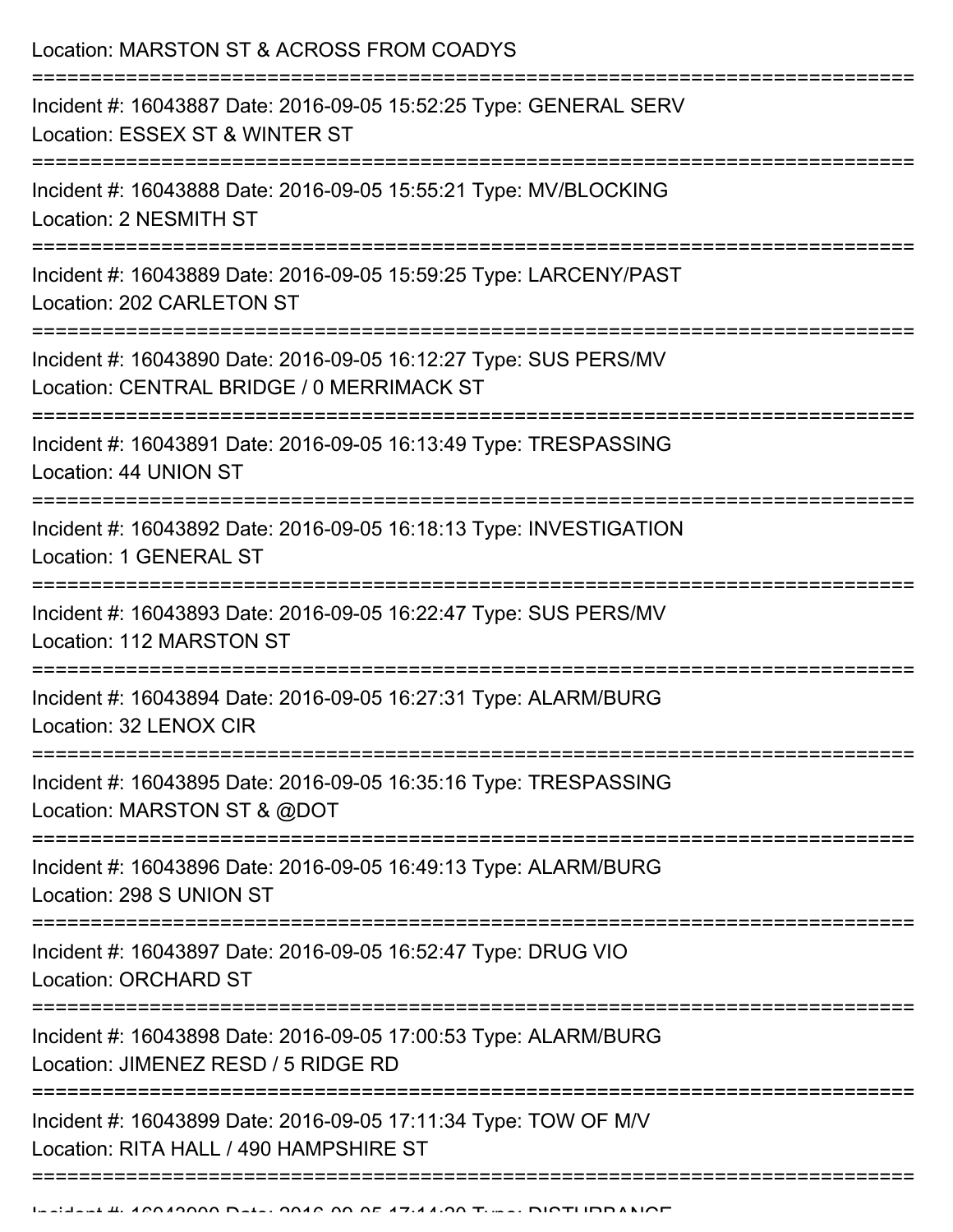Location: MARSTON ST & ACROSS FROM COADYS

===========================================================================

Incident #: 16043887 Date: 2016-09-05 15:52:25 Type: GENERAL SERV
Location: ESSEX ST & WINTER ST

===========================================================================

Incident #: 16043888 Date: 2016-09-05 15:55:21 Type: MV/BLOCKING
Location: 2 NESMITH ST

===========================================================================

Incident #: 16043889 Date: 2016-09-05 15:59:25 Type: LARCENY/PAST
Location: 202 CARLETON ST

===========================================================================

Incident #: 16043890 Date: 2016-09-05 16:12:27 Type: SUS PERS/MV
Location: CENTRAL BRIDGE / 0 MERRIMACK ST

===========================================================================

Incident #: 16043891 Date: 2016-09-05 16:13:49 Type: TRESPASSING
Location: 44 UNION ST

===========================================================================

Incident #: 16043892 Date: 2016-09-05 16:18:13 Type: INVESTIGATION
Location: 1 GENERAL ST

===========================================================================

Incident #: 16043893 Date: 2016-09-05 16:22:47 Type: SUS PERS/MV
Location: 112 MARSTON ST

===========================================================================

Incident #: 16043894 Date: 2016-09-05 16:27:31 Type: ALARM/BURG
Location: 32 LENOX CIR

===========================================================================

Incident #: 16043895 Date: 2016-09-05 16:35:16 Type: TRESPASSING
Location: MARSTON ST & @DOT

===========================================================================

Incident #: 16043896 Date: 2016-09-05 16:49:13 Type: ALARM/BURG
Location: 298 S UNION ST

===========================================================================

Incident #: 16043897 Date: 2016-09-05 16:52:47 Type: DRUG VIO
Location: ORCHARD ST

===========================================================================

Incident #: 16043898 Date: 2016-09-05 17:00:53 Type: ALARM/BURG
Location: JIMENEZ RESD / 5 RIDGE RD

===========================================================================

Incident #: 16043899 Date: 2016-09-05 17:11:34 Type: TOW OF M/V
Location: RITA HALL / 490 HAMPSHIRE ST

===========================================================================

Incident #: 16043900 Date: 2016-09-05 17:14:20 Type: DISTURBANCE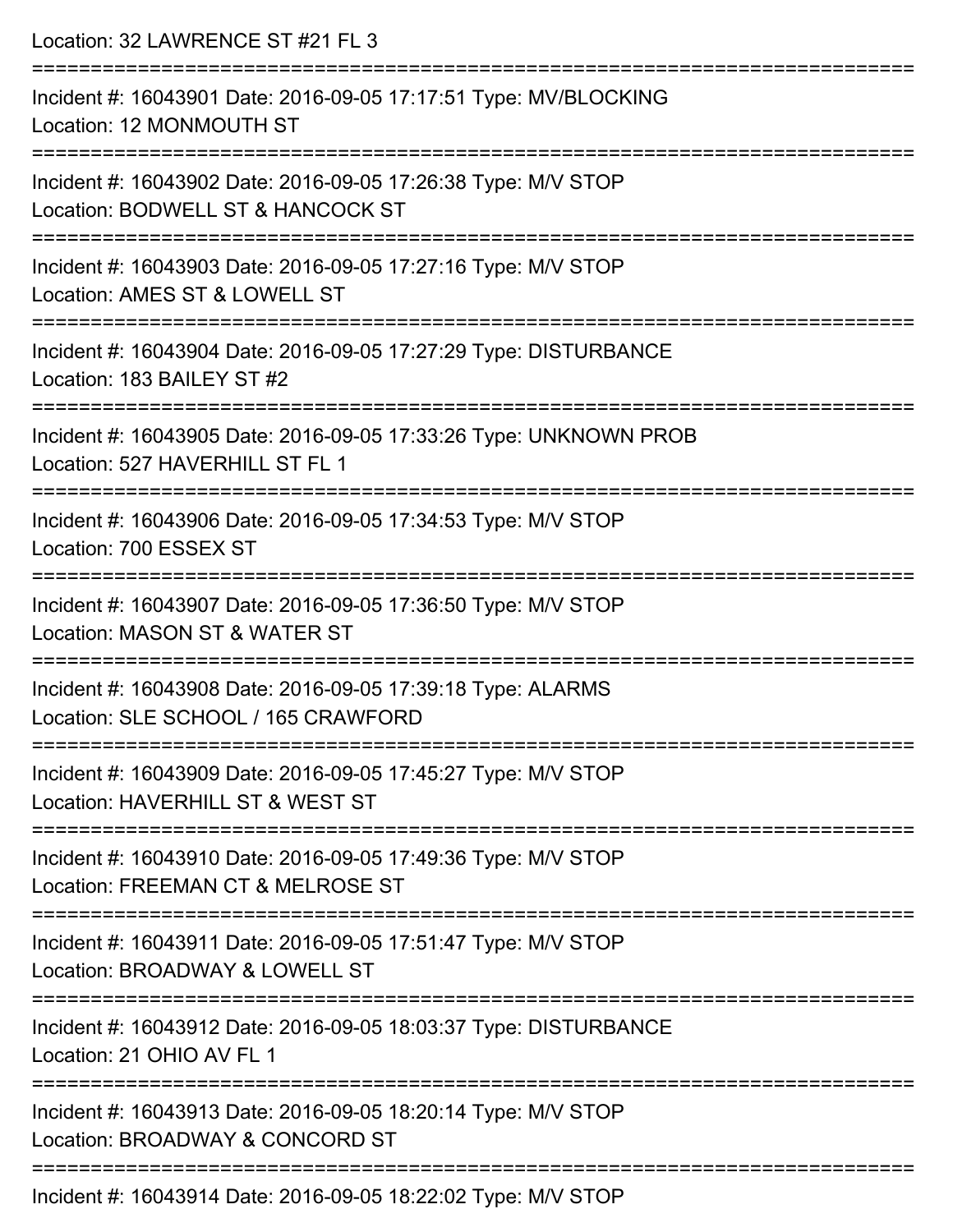Location: 32 LAWRENCE ST #21 FL 3

===========================================================================

Incident #: 16043901 Date: 2016-09-05 17:17:51 Type: MV/BLOCKING
Location: 12 MONMOUTH ST

===========================================================================

Incident #: 16043902 Date: 2016-09-05 17:26:38 Type: M/V STOP
Location: BODWELL ST & HANCOCK ST

===========================================================================

Incident #: 16043903 Date: 2016-09-05 17:27:16 Type: M/V STOP
Location: AMES ST & LOWELL ST

===========================================================================

Incident #: 16043904 Date: 2016-09-05 17:27:29 Type: DISTURBANCE
Location: 183 BAILEY ST #2

===========================================================================

Incident #: 16043905 Date: 2016-09-05 17:33:26 Type: UNKNOWN PROB
Location: 527 HAVERHILL ST FL 1

===========================================================================

Incident #: 16043906 Date: 2016-09-05 17:34:53 Type: M/V STOP
Location: 700 ESSEX ST

===========================================================================

Incident #: 16043907 Date: 2016-09-05 17:36:50 Type: M/V STOP
Location: MASON ST & WATER ST

===========================================================================

Incident #: 16043908 Date: 2016-09-05 17:39:18 Type: ALARMS
Location: SLE SCHOOL / 165 CRAWFORD

===========================================================================

Incident #: 16043909 Date: 2016-09-05 17:45:27 Type: M/V STOP
Location: HAVERHILL ST & WEST ST

===========================================================================

Incident #: 16043910 Date: 2016-09-05 17:49:36 Type: M/V STOP
Location: FREEMAN CT & MELROSE ST

===========================================================================

Incident #: 16043911 Date: 2016-09-05 17:51:47 Type: M/V STOP
Location: BROADWAY & LOWELL ST

===========================================================================

Incident #: 16043912 Date: 2016-09-05 18:03:37 Type: DISTURBANCE
Location: 21 OHIO AV FL 1

===========================================================================

Incident #: 16043913 Date: 2016-09-05 18:20:14 Type: M/V STOP
Location: BROADWAY & CONCORD ST

===========================================================================

Incident #: 16043914 Date: 2016-09-05 18:22:02 Type: M/V STOP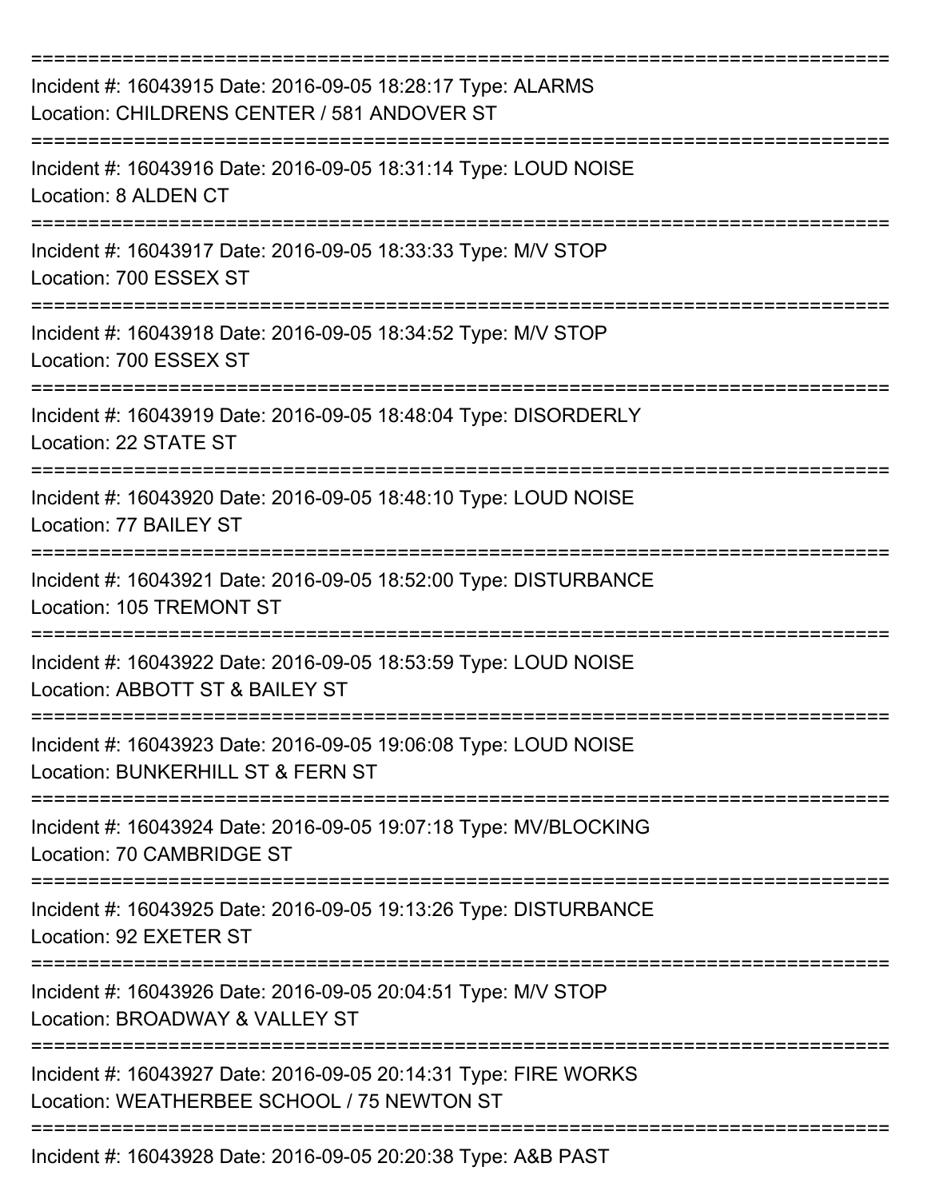===========================================================================

Incident #: 16043915 Date: 2016-09-05 18:28:17 Type: ALARMS
Location: CHILDRENS CENTER / 581 ANDOVER ST

===========================================================================

Incident #: 16043916 Date: 2016-09-05 18:31:14 Type: LOUD NOISE
Location: 8 ALDEN CT

===========================================================================

Incident #: 16043917 Date: 2016-09-05 18:33:33 Type: M/V STOP
Location: 700 ESSEX ST

===========================================================================

Incident #: 16043918 Date: 2016-09-05 18:34:52 Type: M/V STOP
Location: 700 ESSEX ST

===========================================================================

Incident #: 16043919 Date: 2016-09-05 18:48:04 Type: DISORDERLY
Location: 22 STATE ST

===========================================================================

Incident #: 16043920 Date: 2016-09-05 18:48:10 Type: LOUD NOISE
Location: 77 BAILEY ST

===========================================================================

Incident #: 16043921 Date: 2016-09-05 18:52:00 Type: DISTURBANCE
Location: 105 TREMONT ST

===========================================================================

Incident #: 16043922 Date: 2016-09-05 18:53:59 Type: LOUD NOISE
Location: ABBOTT ST & BAILEY ST

===========================================================================

Incident #: 16043923 Date: 2016-09-05 19:06:08 Type: LOUD NOISE
Location: BUNKERHILL ST & FERN ST

===========================================================================

Incident #: 16043924 Date: 2016-09-05 19:07:18 Type: MV/BLOCKING
Location: 70 CAMBRIDGE ST

===========================================================================

Incident #: 16043925 Date: 2016-09-05 19:13:26 Type: DISTURBANCE
Location: 92 EXETER ST

===========================================================================

Incident #: 16043926 Date: 2016-09-05 20:04:51 Type: M/V STOP
Location: BROADWAY & VALLEY ST

===========================================================================

Incident #: 16043927 Date: 2016-09-05 20:14:31 Type: FIRE WORKS
Location: WEATHERBEE SCHOOL / 75 NEWTON ST

===========================================================================

Incident #: 16043928 Date: 2016-09-05 20:20:38 Type: A&B PAST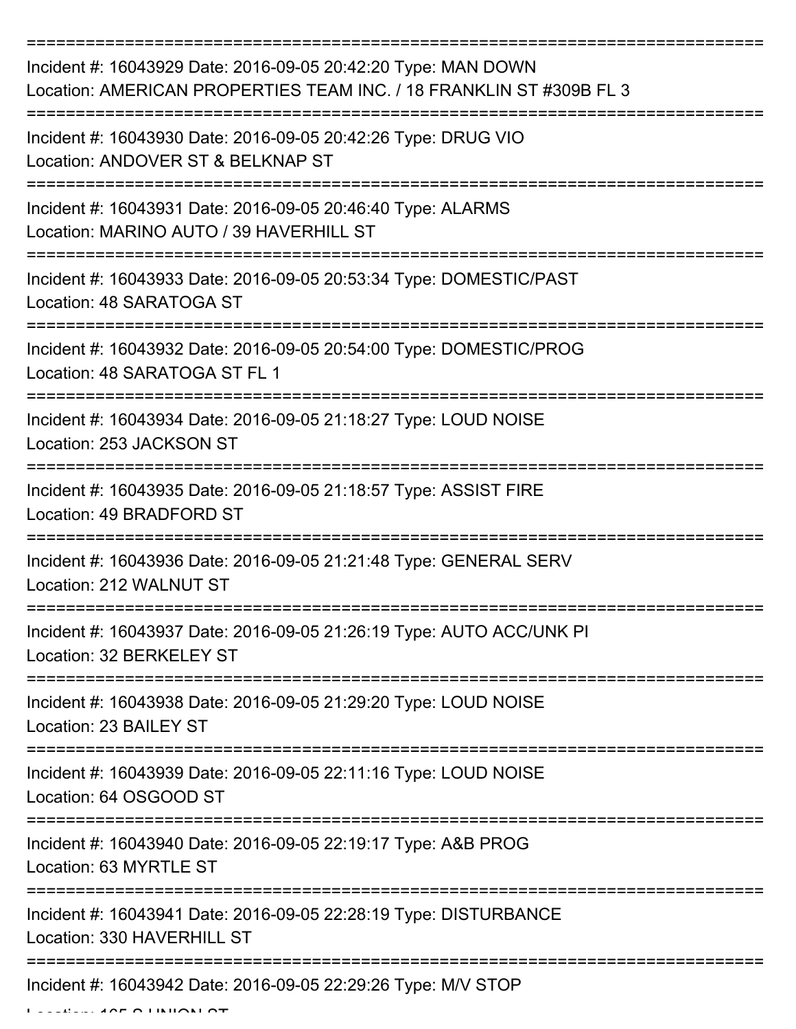Incident #: 16043929 Date: 2016-09-05 20:42:20 Type: MAN DOWN
Location: AMERICAN PROPERTIES TEAM INC. / 18 FRANKLIN ST #309B FL 3

Incident #: 16043930 Date: 2016-09-05 20:42:26 Type: DRUG VIO
Location: ANDOVER ST & BELKNAP ST

Incident #: 16043931 Date: 2016-09-05 20:46:40 Type: ALARMS
Location: MARINO AUTO / 39 HAVERHILL ST

Incident #: 16043933 Date: 2016-09-05 20:53:34 Type: DOMESTIC/PAST
Location: 48 SARATOGA ST

Incident #: 16043932 Date: 2016-09-05 20:54:00 Type: DOMESTIC/PROG
Location: 48 SARATOGA ST FL 1

Incident #: 16043934 Date: 2016-09-05 21:18:27 Type: LOUD NOISE
Location: 253 JACKSON ST

Incident #: 16043935 Date: 2016-09-05 21:18:57 Type: ASSIST FIRE
Location: 49 BRADFORD ST

Incident #: 16043936 Date: 2016-09-05 21:21:48 Type: GENERAL SERV
Location: 212 WALNUT ST

Incident #: 16043937 Date: 2016-09-05 21:26:19 Type: AUTO ACC/UNK PI
Location: 32 BERKELEY ST

Incident #: 16043938 Date: 2016-09-05 21:29:20 Type: LOUD NOISE
Location: 23 BAILEY ST

Incident #: 16043939 Date: 2016-09-05 22:11:16 Type: LOUD NOISE
Location: 64 OSGOOD ST

Incident #: 16043940 Date: 2016-09-05 22:19:17 Type: A&B PROG
Location: 63 MYRTLE ST

Incident #: 16043941 Date: 2016-09-05 22:28:19 Type: DISTURBANCE
Location: 330 HAVERHILL ST

Incident #: 16043942 Date: 2016-09-05 22:29:26 Type: M/V STOP
Location: 165 S UNION ST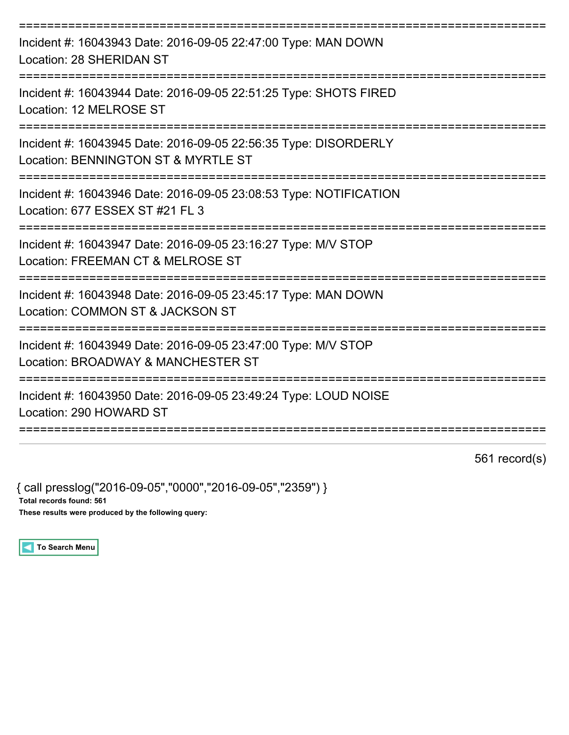===========================================================================

Incident #: 16043943 Date: 2016-09-05 22:47:00 Type: MAN DOWN

Location: 28 SHERIDAN ST

===========================================================================

Incident #: 16043944 Date: 2016-09-05 22:51:25 Type: SHOTS FIRED

Location: 12 MELROSE ST

===========================================================================

Incident #: 16043945 Date: 2016-09-05 22:56:35 Type: DISORDERLY

Location: BENNINGTON ST & MYRTLE ST

===========================================================================

Incident #: 16043946 Date: 2016-09-05 23:08:53 Type: NOTIFICATION

Location: 677 ESSEX ST #21 FL 3

===========================================================================

Incident #: 16043947 Date: 2016-09-05 23:16:27 Type: M/V STOP

Location: FREEMAN CT & MELROSE ST

===========================================================================

Incident #: 16043948 Date: 2016-09-05 23:45:17 Type: MAN DOWN

Location: COMMON ST & JACKSON ST

===========================================================================

Incident #: 16043949 Date: 2016-09-05 23:47:00 Type: M/V STOP

Location: BROADWAY & MANCHESTER ST

===========================================================================

Incident #: 16043950 Date: 2016-09-05 23:49:24 Type: LOUD NOISE

Location: 290 HOWARD ST

===========================================================================

561 record(s)

{ call presslog("2016-09-05","0000","2016-09-05","2359") }

**Total records found: 561**

**These results were produced by the following query:**

**To Search Menu**